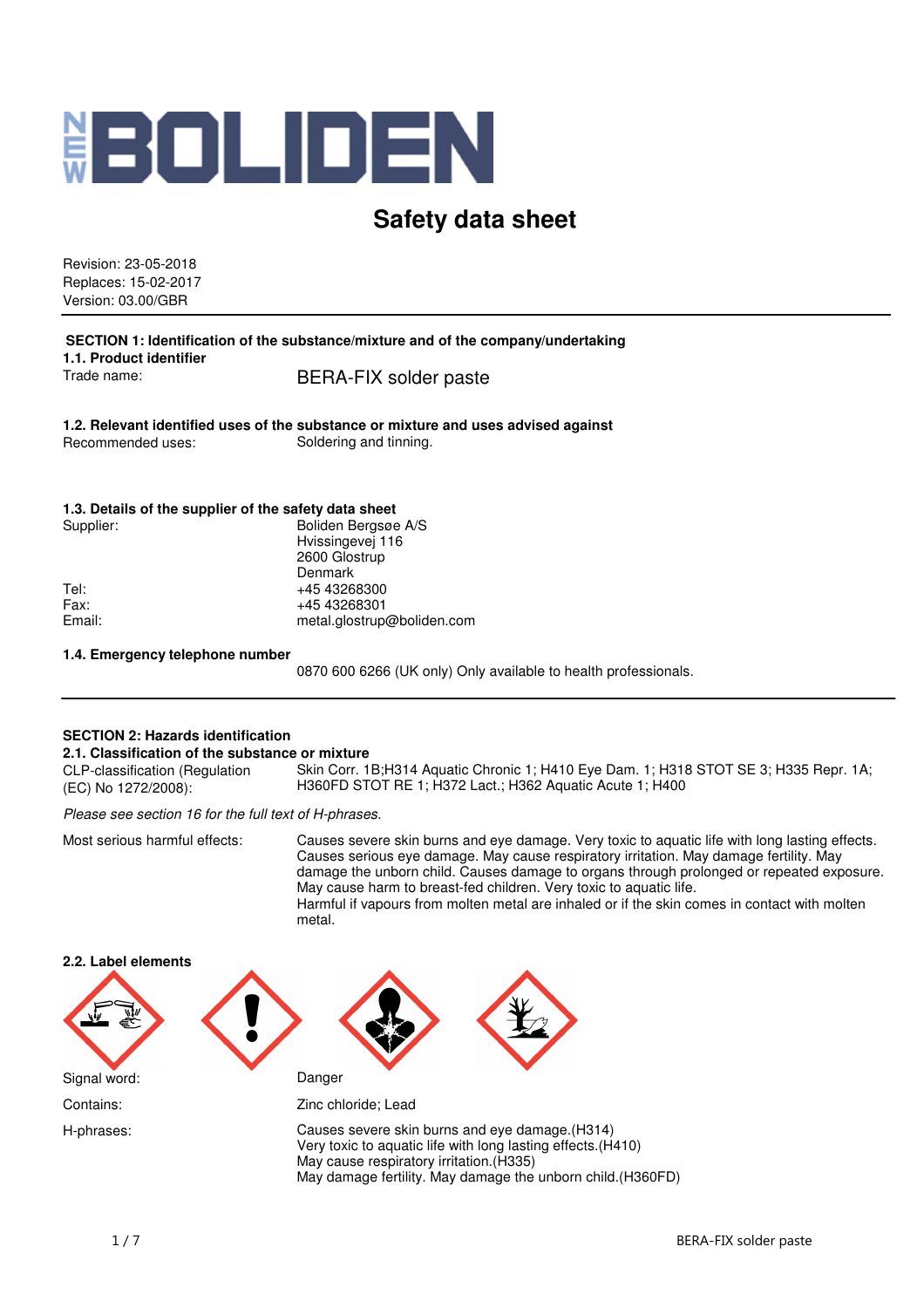NEW BOLIDEN

# Safety data sheet

Revision: 23-05-2018
Replaces: 15-02-2017
Version: 03.00/GBR

## SECTION 1: Identification of the substance/mixture and of the company/undertaking

### 1.1. Product identifier

Trade name: BERA-FIX solder paste

### 1.2. Relevant identified uses of the substance or mixture and uses advised against

Recommended uses: Soldering and tinning.

### 1.3. Details of the supplier of the safety data sheet

Supplier: Boliden Bergsøe A/S
Hvissingevej 116
2600 Glostrup
Denmark

Tel: +45 43268300
Fax: +45 43268301
Email: metal.glostrup@boliden.com

### 1.4. Emergency telephone number

0870 600 6266 (UK only) Only available to health professionals.

## SECTION 2: Hazards identification

### 2.1. Classification of the substance or mixture

CLP-classification (Regulation (EC) No 1272/2008): Skin Corr. 1B;H314 Aquatic Chronic 1; H410 Eye Dam. 1; H318 STOT SE 3; H335 Repr. 1A; H360FD STOT RE 1; H372 Lact.; H362 Aquatic Acute 1; H400

*Please see section 16 for the full text of H-phrases.*

Most serious harmful effects: Causes severe skin burns and eye damage. Very toxic to aquatic life with long lasting effects. Causes serious eye damage. May cause respiratory irritation. May damage fertility. May damage the unborn child. Causes damage to organs through prolonged or repeated exposure. May cause harm to breast-fed children. Very toxic to aquatic life.
Harmful if vapours from molten metal are inhaled or if the skin comes in contact with molten metal.

### 2.2. Label elements

Signal word: Danger

Contains: Zinc chloride; Lead

H-phrases: Causes severe skin burns and eye damage.(H314)
Very toxic to aquatic life with long lasting effects.(H410)
May cause respiratory irritation.(H335)
May damage fertility. May damage the unborn child.(H360FD)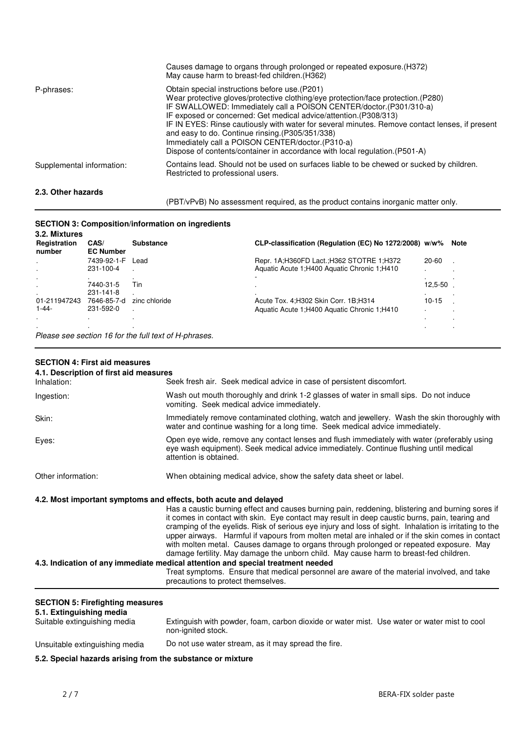| | |
|---|---|
| | Causes damage to organs through prolonged or repeated exposure.(H372)<br>May cause harm to breast-fed children.(H362) |
| P-phrases: | Obtain special instructions before use.(P201)<br>Wear protective gloves/protective clothing/eye protection/face protection.(P280)<br>IF SWALLOWED: Immediately call a POISON CENTER/doctor.(P301/310-a)<br>IF exposed or concerned: Get medical advice/attention.(P308/313)<br>IF IN EYES: Rinse cautiously with water for several minutes. Remove contact lenses, if present and easy to do. Continue rinsing.(P305/351/338)<br>Immediately call a POISON CENTER/doctor.(P310-a)<br>Dispose of contents/container in accordance with local regulation.(P501-A) |
| Supplemental information: | Contains lead. Should not be used on surfaces liable to be chewed or sucked by children.<br>Restricted to professional users. |

**2.3. Other hazards**

(PBT/vPvB) No assessment required, as the product contains inorganic matter only.

## SECTION 3: Composition/information on ingredients

**3.2. Mixtures**

| Registration number | CAS/ EC Number | Substance | CLP-classification (Regulation (EC) No 1272/2008) | w/w% | Note |
|---|---|---|---|---|---|
| . | 7439-92-1-F 231-100-4 . | Lead . . | Repr. 1A;H360FD Lact.;H362 STOTRE 1;H372 Aquatic Acute 1;H400 Aquatic Chronic 1;H410 - | 20-60 . . | . . . |
| . | 7440-31-5 231-141-8 | Tin . | . . | 12,5-50 . | . . |
| 01-211947243 1-44- . . | 7646-85-7-d 231-592-0 . . | zinc chloride . . . | Acute Tox. 4;H302 Skin Corr. 1B;H314 Aquatic Acute 1;H400 Aquatic Chronic 1;H410 | 10-15 . . . | . . . . |

*Please see section 16 for the full text of H-phrases.*

## SECTION 4: First aid measures

**4.1. Description of first aid measures**

| | |
|---|---|
| Inhalation: | Seek fresh air. Seek medical advice in case of persistent discomfort. |
| Ingestion: | Wash out mouth thoroughly and drink 1-2 glasses of water in small sips. Do not induce vomiting. Seek medical advice immediately. |
| Skin: | Immediately remove contaminated clothing, watch and jewellery. Wash the skin thoroughly with water and continue washing for a long time. Seek medical advice immediately. |
| Eyes: | Open eye wide, remove any contact lenses and flush immediately with water (preferably using eye wash equipment). Seek medical advice immediately. Continue flushing until medical attention is obtained. |
| Other information: | When obtaining medical advice, show the safety data sheet or label. |

**4.2. Most important symptoms and effects, both acute and delayed**

Has a caustic burning effect and causes burning pain, reddening, blistering and burning sores if it comes in contact with skin. Eye contact may result in deep caustic burns, pain, tearing and cramping of the eyelids. Risk of serious eye injury and loss of sight. Inhalation is irritating to the upper airways. Harmful if vapours from molten metal are inhaled or if the skin comes in contact with molten metal. Causes damage to organs through prolonged or repeated exposure. May damage fertility. May damage the unborn child. May cause harm to breast-fed children.

**4.3. Indication of any immediate medical attention and special treatment needed**

Treat symptoms. Ensure that medical personnel are aware of the material involved, and take precautions to protect themselves.

## SECTION 5: Firefighting measures

**5.1. Extinguishing media**

| | |
|---|---|
| Suitable extinguishing media | Extinguish with powder, foam, carbon dioxide or water mist. Use water or water mist to cool non-ignited stock. |
| Unsuitable extinguishing media | Do not use water stream, as it may spread the fire. |

**5.2. Special hazards arising from the substance or mixture**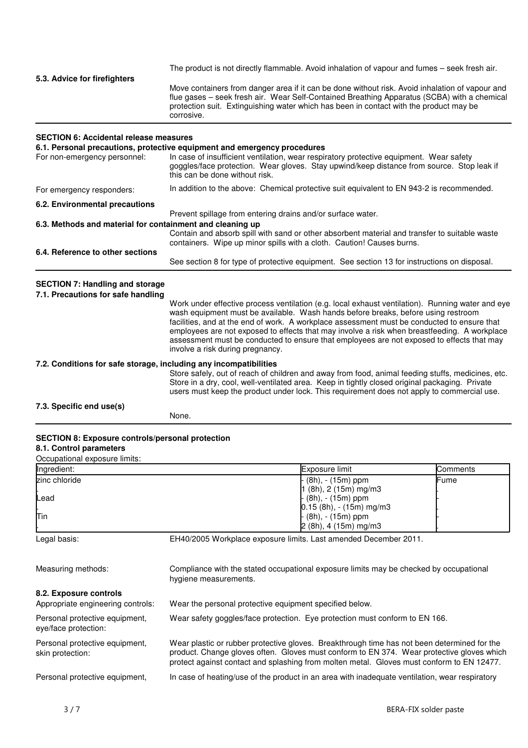**5.3. Advice for firefighters**

The product is not directly flammable. Avoid inhalation of vapour and fumes – seek fresh air.

Move containers from danger area if it can be done without risk. Avoid inhalation of vapour and flue gases – seek fresh air. Wear Self-Contained Breathing Apparatus (SCBA) with a chemical protection suit. Extinguishing water which has been in contact with the product may be corrosive.

## SECTION 6: Accidental release measures

### 6.1. Personal precautions, protective equipment and emergency procedures

For non-emergency personnel: In case of insufficient ventilation, wear respiratory protective equipment. Wear safety goggles/face protection. Wear gloves. Stay upwind/keep distance from source. Stop leak if this can be done without risk.

For emergency responders: In addition to the above: Chemical protective suit equivalent to EN 943-2 is recommended.

### 6.2. Environmental precautions

Prevent spillage from entering drains and/or surface water.

### 6.3. Methods and material for containment and cleaning up

Contain and absorb spill with sand or other absorbent material and transfer to suitable waste containers. Wipe up minor spills with a cloth. Caution! Causes burns.

### 6.4. Reference to other sections

See section 8 for type of protective equipment. See section 13 for instructions on disposal.

## SECTION 7: Handling and storage

### 7.1. Precautions for safe handling

Work under effective process ventilation (e.g. local exhaust ventilation). Running water and eye wash equipment must be available. Wash hands before breaks, before using restroom facilities, and at the end of work. A workplace assessment must be conducted to ensure that employees are not exposed to effects that may involve a risk when breastfeeding. A workplace assessment must be conducted to ensure that employees are not exposed to effects that may involve a risk during pregnancy.

### 7.2. Conditions for safe storage, including any incompatibilities

Store safely, out of reach of children and away from food, animal feeding stuffs, medicines, etc. Store in a dry, cool, well-ventilated area. Keep in tightly closed original packaging. Private users must keep the product under lock. This requirement does not apply to commercial use.

### 7.3. Specific end use(s)

None.

## SECTION 8: Exposure controls/personal protection

### 8.1. Control parameters

Occupational exposure limits:

| Ingredient: | Exposure limit | Comments |
|---|---|---|
| zinc chloride | - (8h), - (15m) ppm | Fume |
| . | 1 (8h), 2 (15m) mg/m3 | . |
| Lead | - (8h), - (15m) ppm | - |
| . | 0.15 (8h), - (15m) mg/m3 | . |
| Tin | - (8h), - (15m) ppm | - |
| . | 2 (8h), 4 (15m) mg/m3 | . |

Legal basis: EH40/2005 Workplace exposure limits. Last amended December 2011.

Measuring methods: Compliance with the stated occupational exposure limits may be checked by occupational hygiene measurements.

### 8.2. Exposure controls

Appropriate engineering controls: Wear the personal protective equipment specified below.

Personal protective equipment, eye/face protection: Wear safety goggles/face protection. Eye protection must conform to EN 166.

Personal protective equipment, skin protection: Wear plastic or rubber protective gloves. Breakthrough time has not been determined for the product. Change gloves often. Gloves must conform to EN 374. Wear protective gloves which protect against contact and splashing from molten metal. Gloves must conform to EN 12477.

Personal protective equipment, In case of heating/use of the product in an area with inadequate ventilation, wear respiratory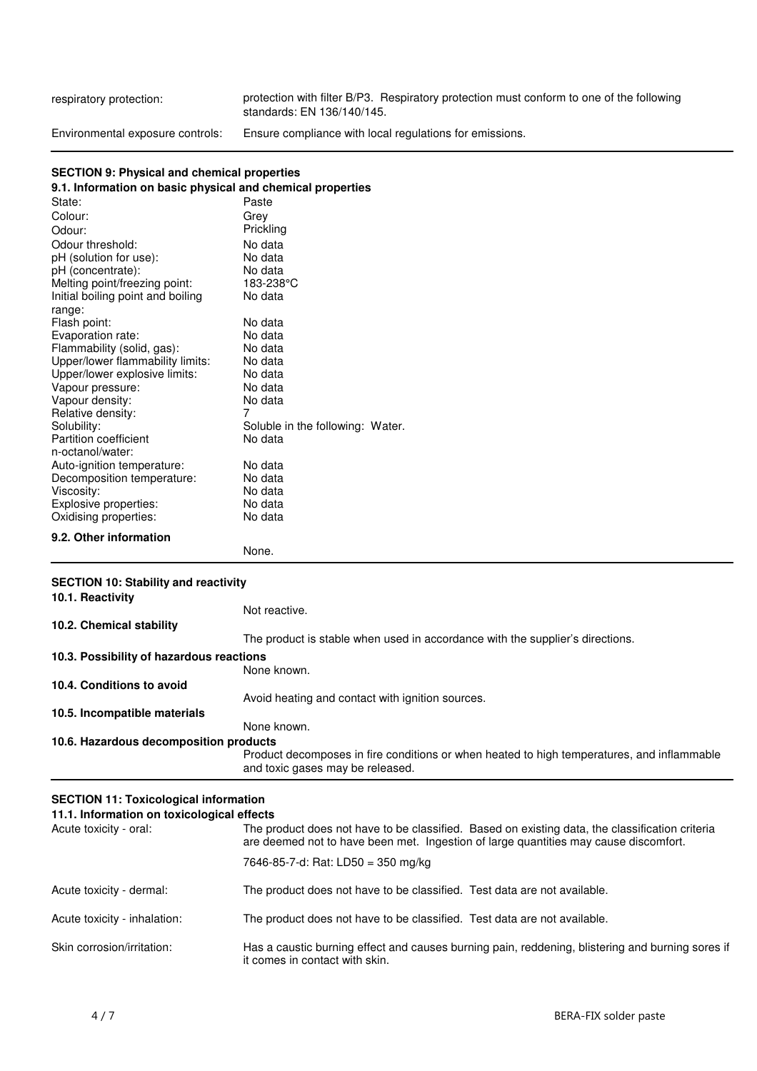| | |
|---|---|
| respiratory protection: | protection with filter B/P3. Respiratory protection must conform to one of the following standards: EN 136/140/145. |
| Environmental exposure controls: | Ensure compliance with local regulations for emissions. |

## SECTION 9: Physical and chemical properties

### 9.1. Information on basic physical and chemical properties

| | |
|---|---|
| State: | Paste |
| Colour: | Grey |
| Odour: | Prickling |
| Odour threshold: | No data |
| pH (solution for use): | No data |
| pH (concentrate): | No data |
| Melting point/freezing point: | 183-238°C |
| Initial boiling point and boiling range: | No data |
| Flash point: | No data |
| Evaporation rate: | No data |
| Flammability (solid, gas): | No data |
| Upper/lower flammability limits: | No data |
| Upper/lower explosive limits: | No data |
| Vapour pressure: | No data |
| Vapour density: | No data |
| Relative density: | 7 |
| Solubility: | Soluble in the following: Water. |
| Partition coefficient n-octanol/water: | No data |
| Auto-ignition temperature: | No data |
| Decomposition temperature: | No data |
| Viscosity: | No data |
| Explosive properties: | No data |
| Oxidising properties: | No data |

### 9.2. Other information

None.

## SECTION 10: Stability and reactivity

### 10.1. Reactivity

Not reactive.

### 10.2. Chemical stability

The product is stable when used in accordance with the supplier's directions.

### 10.3. Possibility of hazardous reactions

None known.

### 10.4. Conditions to avoid

Avoid heating and contact with ignition sources.

### 10.5. Incompatible materials

None known.

### 10.6. Hazardous decomposition products

Product decomposes in fire conditions or when heated to high temperatures, and inflammable and toxic gases may be released.

## SECTION 11: Toxicological information

### 11.1. Information on toxicological effects

| | |
|---|---|
| Acute toxicity - oral: | The product does not have to be classified. Based on existing data, the classification criteria are deemed not to have been met. Ingestion of large quantities may cause discomfort.<br><br>7646-85-7-d: Rat: LD50 = 350 mg/kg |
| Acute toxicity - dermal: | The product does not have to be classified. Test data are not available. |
| Acute toxicity - inhalation: | The product does not have to be classified. Test data are not available. |
| Skin corrosion/irritation: | Has a caustic burning effect and causes burning pain, reddening, blistering and burning sores if it comes in contact with skin. |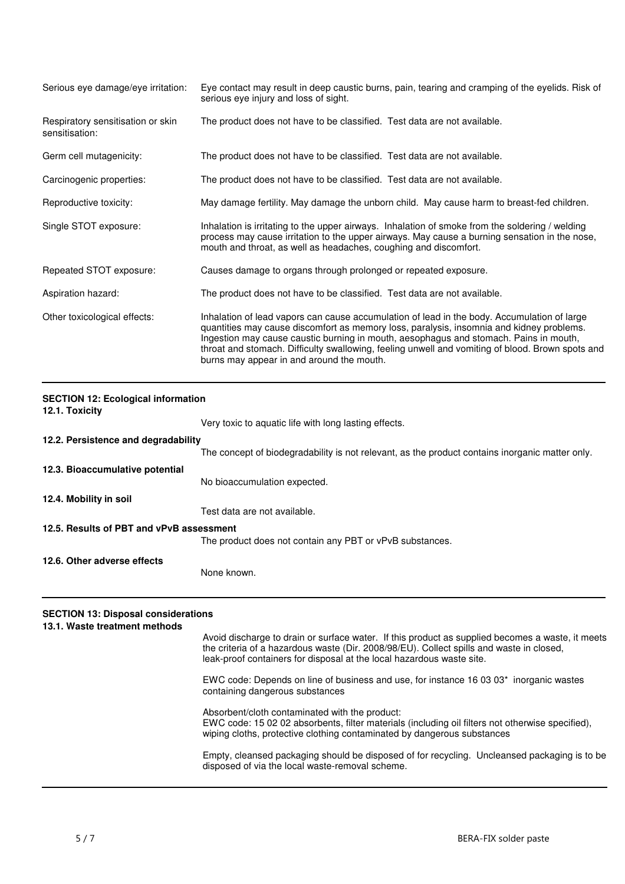| | |
|---|---|
| Serious eye damage/eye irritation: | Eye contact may result in deep caustic burns, pain, tearing and cramping of the eyelids. Risk of serious eye injury and loss of sight. |
| Respiratory sensitisation or skin sensitisation: | The product does not have to be classified. Test data are not available. |
| Germ cell mutagenicity: | The product does not have to be classified. Test data are not available. |
| Carcinogenic properties: | The product does not have to be classified. Test data are not available. |
| Reproductive toxicity: | May damage fertility. May damage the unborn child. May cause harm to breast-fed children. |
| Single STOT exposure: | Inhalation is irritating to the upper airways. Inhalation of smoke from the soldering / welding process may cause irritation to the upper airways. May cause a burning sensation in the nose, mouth and throat, as well as headaches, coughing and discomfort. |
| Repeated STOT exposure: | Causes damage to organs through prolonged or repeated exposure. |
| Aspiration hazard: | The product does not have to be classified. Test data are not available. |
| Other toxicological effects: | Inhalation of lead vapors can cause accumulation of lead in the body. Accumulation of large quantities may cause discomfort as memory loss, paralysis, insomnia and kidney problems. Ingestion may cause caustic burning in mouth, aesophagus and stomach. Pains in mouth, throat and stomach. Difficulty swallowing, feeling unwell and vomiting of blood. Brown spots and burns may appear in and around the mouth. |

## SECTION 12: Ecological information

**12.1. Toxicity**

Very toxic to aquatic life with long lasting effects.

**12.2. Persistence and degradability**

The concept of biodegradability is not relevant, as the product contains inorganic matter only.

**12.3. Bioaccumulative potential**

No bioaccumulation expected.

**12.4. Mobility in soil**

Test data are not available.

**12.5. Results of PBT and vPvB assessment**

The product does not contain any PBT or vPvB substances.

**12.6. Other adverse effects**

None known.

## SECTION 13: Disposal considerations

**13.1. Waste treatment methods**

Avoid discharge to drain or surface water. If this product as supplied becomes a waste, it meets the criteria of a hazardous waste (Dir. 2008/98/EU). Collect spills and waste in closed, leak-proof containers for disposal at the local hazardous waste site.

EWC code: Depends on line of business and use, for instance 16 03 03* inorganic wastes containing dangerous substances

Absorbent/cloth contaminated with the product:
EWC code: 15 02 02 absorbents, filter materials (including oil filters not otherwise specified), wiping cloths, protective clothing contaminated by dangerous substances

Empty, cleansed packaging should be disposed of for recycling. Uncleansed packaging is to be disposed of via the local waste-removal scheme.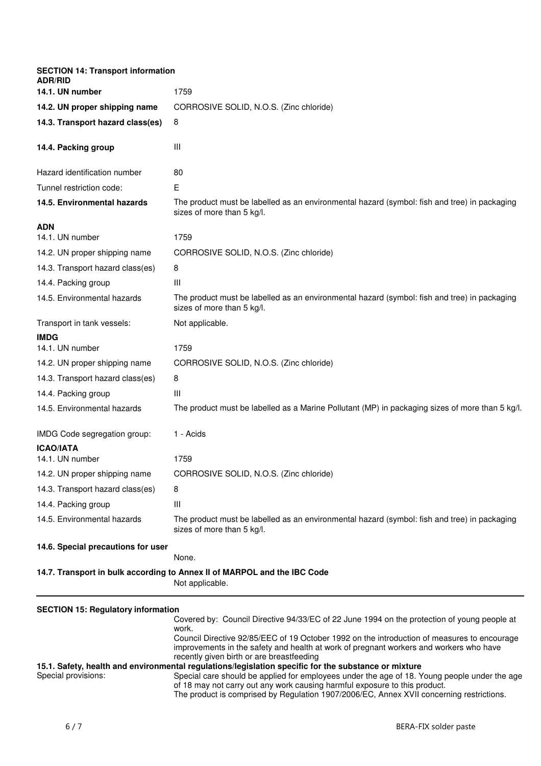## SECTION 14: Transport information

**ADR/RID**

| | |
|---|---|
| **14.1. UN number** | 1759 |
| **14.2. UN proper shipping name** | CORROSIVE SOLID, N.O.S. (Zinc chloride) |
| **14.3. Transport hazard class(es)** | 8 |
| **14.4. Packing group** | III |
| Hazard identification number | 80 |
| Tunnel restriction code: | E |
| **14.5. Environmental hazards** | The product must be labelled as an environmental hazard (symbol: fish and tree) in packaging sizes of more than 5 kg/l. |

**ADN**

| | |
|---|---|
| 14.1. UN number | 1759 |
| 14.2. UN proper shipping name | CORROSIVE SOLID, N.O.S. (Zinc chloride) |
| 14.3. Transport hazard class(es) | 8 |
| 14.4. Packing group | III |
| 14.5. Environmental hazards | The product must be labelled as an environmental hazard (symbol: fish and tree) in packaging sizes of more than 5 kg/l. |
| Transport in tank vessels: | Not applicable. |

**IMDG**

| | |
|---|---|
| 14.1. UN number | 1759 |
| 14.2. UN proper shipping name | CORROSIVE SOLID, N.O.S. (Zinc chloride) |
| 14.3. Transport hazard class(es) | 8 |
| 14.4. Packing group | III |
| 14.5. Environmental hazards | The product must be labelled as a Marine Pollutant (MP) in packaging sizes of more than 5 kg/l. |
| IMDG Code segregation group: | 1 - Acids |

**ICAO/IATA**

| | |
|---|---|
| 14.1. UN number | 1759 |
| 14.2. UN proper shipping name | CORROSIVE SOLID, N.O.S. (Zinc chloride) |
| 14.3. Transport hazard class(es) | 8 |
| 14.4. Packing group | III |
| 14.5. Environmental hazards | The product must be labelled as an environmental hazard (symbol: fish and tree) in packaging sizes of more than 5 kg/l. |

**14.6. Special precautions for user**

None.

**14.7. Transport in bulk according to Annex II of MARPOL and the IBC Code**

Not applicable.

## SECTION 15: Regulatory information

Covered by: Council Directive 94/33/EC of 22 June 1994 on the protection of young people at work.
Council Directive 92/85/EEC of 19 October 1992 on the introduction of measures to encourage improvements in the safety and health at work of pregnant workers and workers who have recently given birth or are breastfeeding

**15.1. Safety, health and environmental regulations/legislation specific for the substance or mixture**

Special provisions: Special care should be applied for employees under the age of 18. Young people under the age of 18 may not carry out any work causing harmful exposure to this product.
The product is comprised by Regulation 1907/2006/EC, Annex XVII concerning restrictions.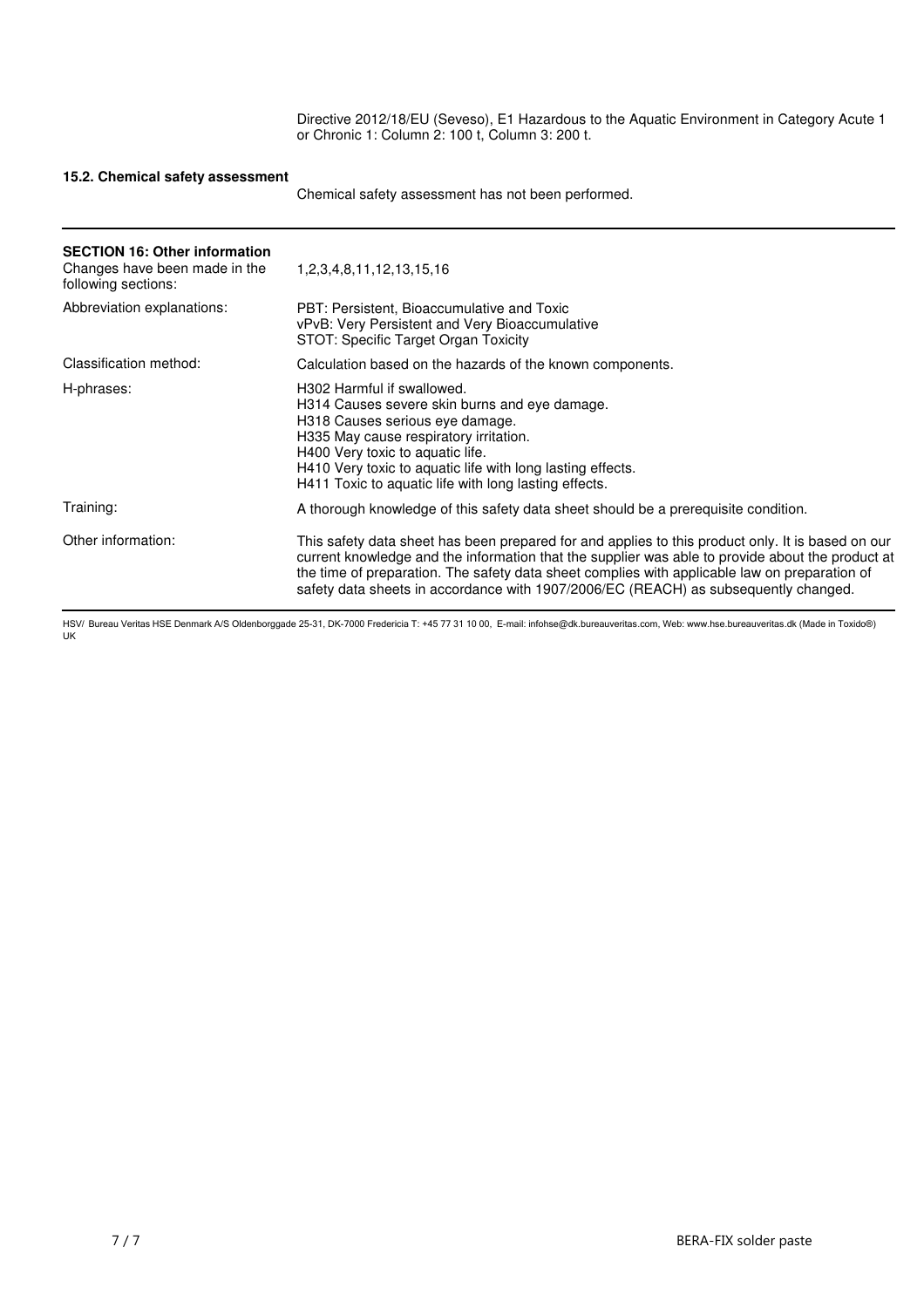Directive 2012/18/EU (Seveso), E1 Hazardous to the Aquatic Environment in Category Acute 1 or Chronic 1: Column 2: 100 t, Column 3: 200 t.

**15.2. Chemical safety assessment**

Chemical safety assessment has not been performed.

---

## SECTION 16: Other information

| | |
|---|---|
| Changes have been made in the following sections: | 1,2,3,4,8,11,12,13,15,16 |
| Abbreviation explanations: | PBT: Persistent, Bioaccumulative and Toxic<br>vPvB: Very Persistent and Very Bioaccumulative<br>STOT: Specific Target Organ Toxicity |
| Classification method: | Calculation based on the hazards of the known components. |
| H-phrases: | H302 Harmful if swallowed.<br>H314 Causes severe skin burns and eye damage.<br>H318 Causes serious eye damage.<br>H335 May cause respiratory irritation.<br>H400 Very toxic to aquatic life.<br>H410 Very toxic to aquatic life with long lasting effects.<br>H411 Toxic to aquatic life with long lasting effects. |
| Training: | A thorough knowledge of this safety data sheet should be a prerequisite condition. |
| Other information: | This safety data sheet has been prepared for and applies to this product only. It is based on our current knowledge and the information that the supplier was able to provide about the product at the time of preparation. The safety data sheet complies with applicable law on preparation of safety data sheets in accordance with 1907/2006/EC (REACH) as subsequently changed. |

HSV/ Bureau Veritas HSE Denmark A/S Oldenborggade 25-31, DK-7000 Fredericia T: +45 77 31 10 00, E-mail: infohse@dk.bureauveritas.com, Web: www.hse.bureauveritas.dk (Made in Toxido®) UK